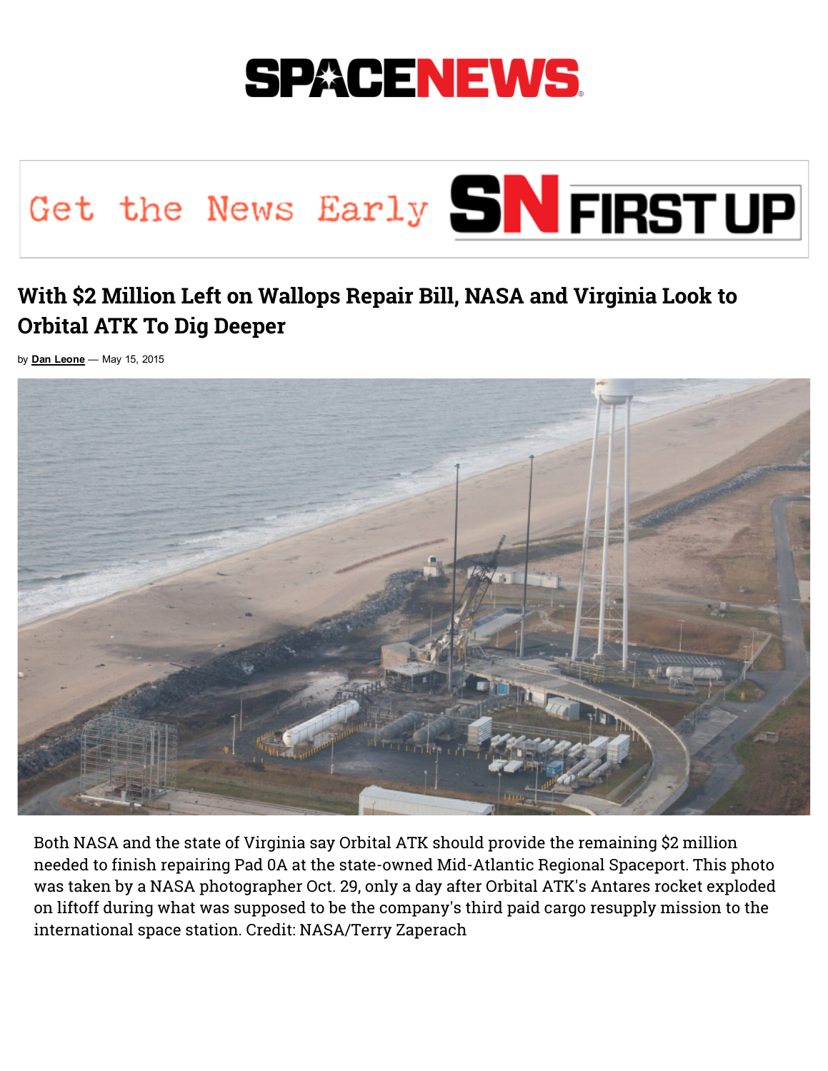# SPACENEWS

Get the News Early SN FIRST UP

## With $2 Million Left on Wallops Repair Bill, NASA and Virginia Look to Orbital ATK To Dig Deeper

by **Dan Leone** — May 15, 2015

Both NASA and the state of Virginia say Orbital ATK should provide the remaining $2 million needed to finish repairing Pad 0A at the state-owned Mid-Atlantic Regional Spaceport. This photo was taken by a NASA photographer Oct. 29, only a day after Orbital ATK's Antares rocket exploded on liftoff during what was supposed to be the company's third paid cargo resupply mission to the international space station. Credit: NASA/Terry Zaperach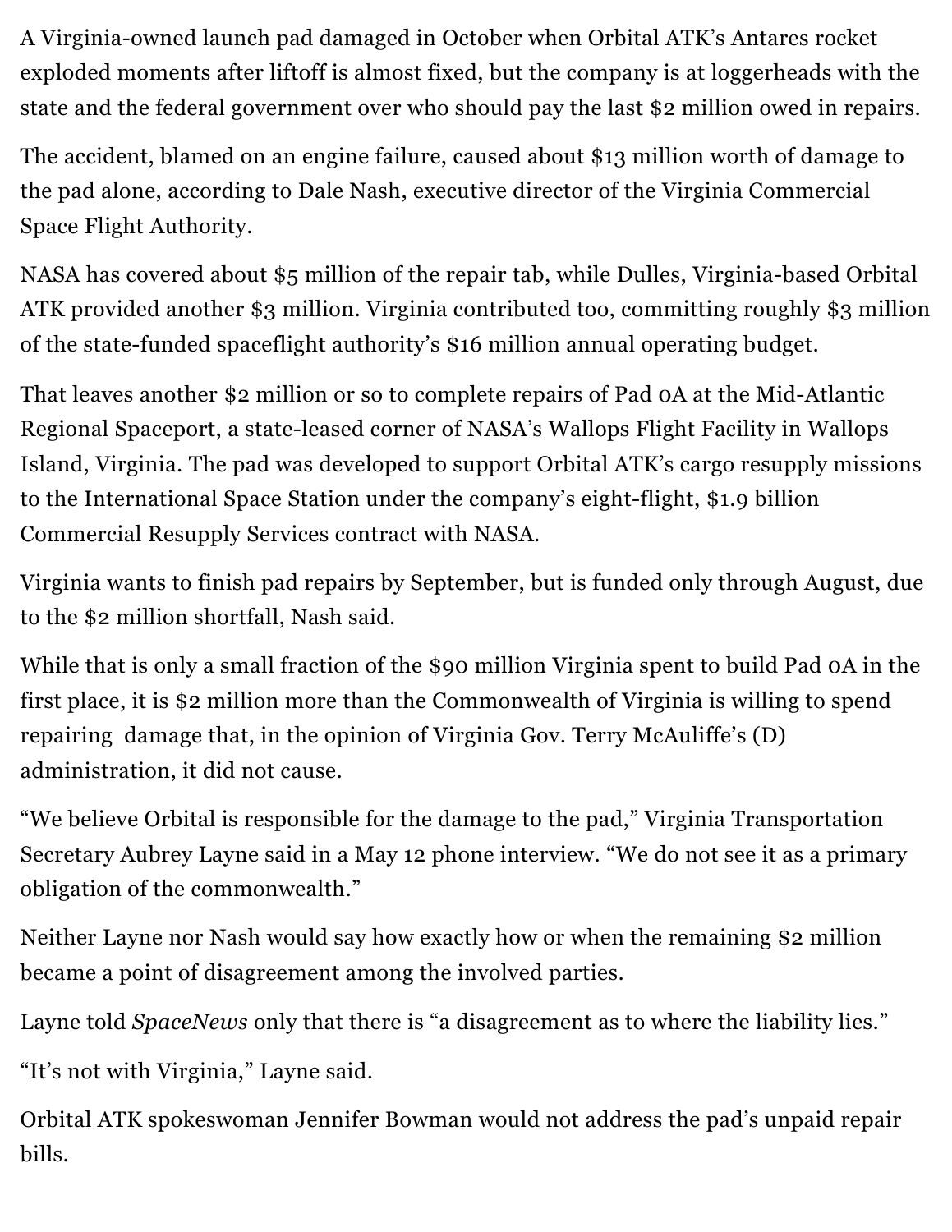A Virginia-owned launch pad damaged in October when Orbital ATK's Antares rocket exploded moments after liftoff is almost fixed, but the company is at loggerheads with the state and the federal government over who should pay the last $2 million owed in repairs.

The accident, blamed on an engine failure, caused about $13 million worth of damage to the pad alone, according to Dale Nash, executive director of the Virginia Commercial Space Flight Authority.

NASA has covered about $5 million of the repair tab, while Dulles, Virginia-based Orbital ATK provided another $3 million. Virginia contributed too, committing roughly $3 million of the state-funded spaceflight authority's $16 million annual operating budget.

That leaves another $2 million or so to complete repairs of Pad 0A at the Mid-Atlantic Regional Spaceport, a state-leased corner of NASA's Wallops Flight Facility in Wallops Island, Virginia. The pad was developed to support Orbital ATK's cargo resupply missions to the International Space Station under the company's eight-flight, $1.9 billion Commercial Resupply Services contract with NASA.

Virginia wants to finish pad repairs by September, but is funded only through August, due to the $2 million shortfall, Nash said.

While that is only a small fraction of the $90 million Virginia spent to build Pad 0A in the first place, it is $2 million more than the Commonwealth of Virginia is willing to spend repairing damage that, in the opinion of Virginia Gov. Terry McAuliffe's (D) administration, it did not cause.

"We believe Orbital is responsible for the damage to the pad," Virginia Transportation Secretary Aubrey Layne said in a May 12 phone interview. "We do not see it as a primary obligation of the commonwealth."

Neither Layne nor Nash would say how exactly how or when the remaining $2 million became a point of disagreement among the involved parties.

Layne told *SpaceNews* only that there is "a disagreement as to where the liability lies."

"It's not with Virginia," Layne said.

Orbital ATK spokeswoman Jennifer Bowman would not address the pad's unpaid repair bills.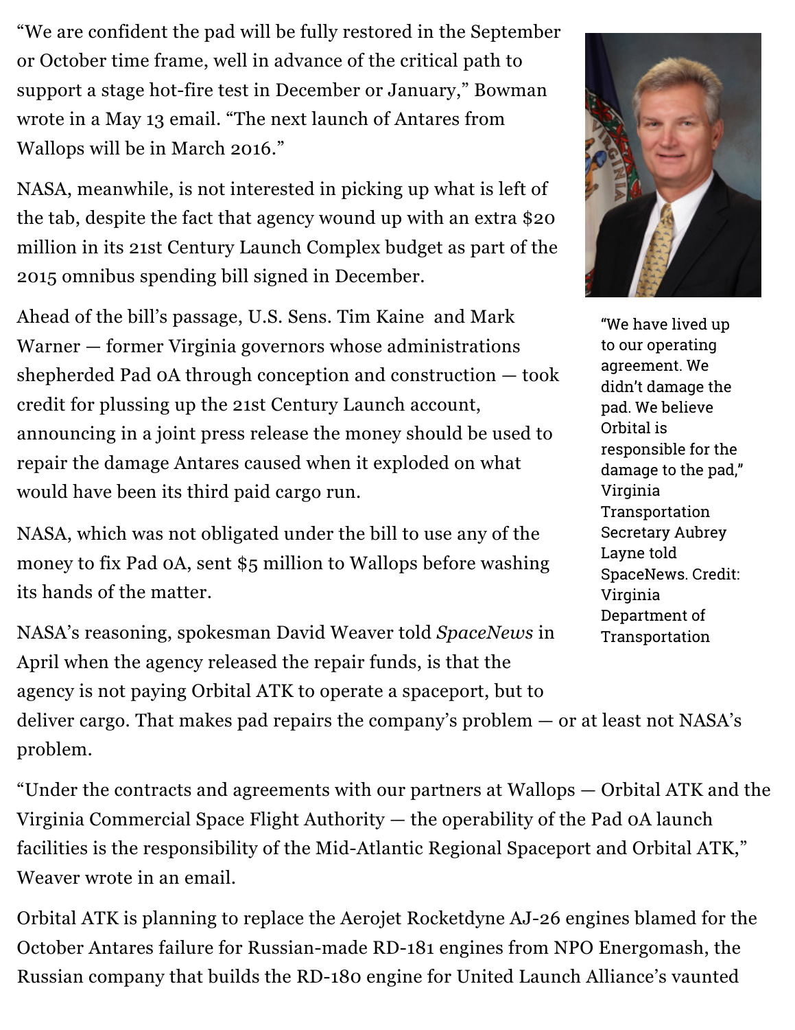"We are confident the pad will be fully restored in the September or October time frame, well in advance of the critical path to support a stage hot-fire test in December or January," Bowman wrote in a May 13 email. "The next launch of Antares from Wallops will be in March 2016."

NASA, meanwhile, is not interested in picking up what is left of the tab, despite the fact that agency wound up with an extra $20 million in its 21st Century Launch Complex budget as part of the 2015 omnibus spending bill signed in December.

"We have lived up to our operating agreement. We didn't damage the pad. We believe Orbital is responsible for the damage to the pad," Virginia Transportation Secretary Aubrey Layne told SpaceNews. Credit: Virginia Department of Transportation

Ahead of the bill's passage, U.S. Sens. Tim Kaine and Mark Warner — former Virginia governors whose administrations shepherded Pad 0A through conception and construction — took credit for plussing up the 21st Century Launch account, announcing in a joint press release the money should be used to repair the damage Antares caused when it exploded on what would have been its third paid cargo run.

NASA, which was not obligated under the bill to use any of the money to fix Pad 0A, sent $5 million to Wallops before washing its hands of the matter.

NASA's reasoning, spokesman David Weaver told *SpaceNews* in April when the agency released the repair funds, is that the agency is not paying Orbital ATK to operate a spaceport, but to deliver cargo. That makes pad repairs the company's problem — or at least not NASA's problem.

"Under the contracts and agreements with our partners at Wallops — Orbital ATK and the Virginia Commercial Space Flight Authority — the operability of the Pad 0A launch facilities is the responsibility of the Mid-Atlantic Regional Spaceport and Orbital ATK," Weaver wrote in an email.

Orbital ATK is planning to replace the Aerojet Rocketdyne AJ-26 engines blamed for the October Antares failure for Russian-made RD-181 engines from NPO Energomash, the Russian company that builds the RD-180 engine for United Launch Alliance's vaunted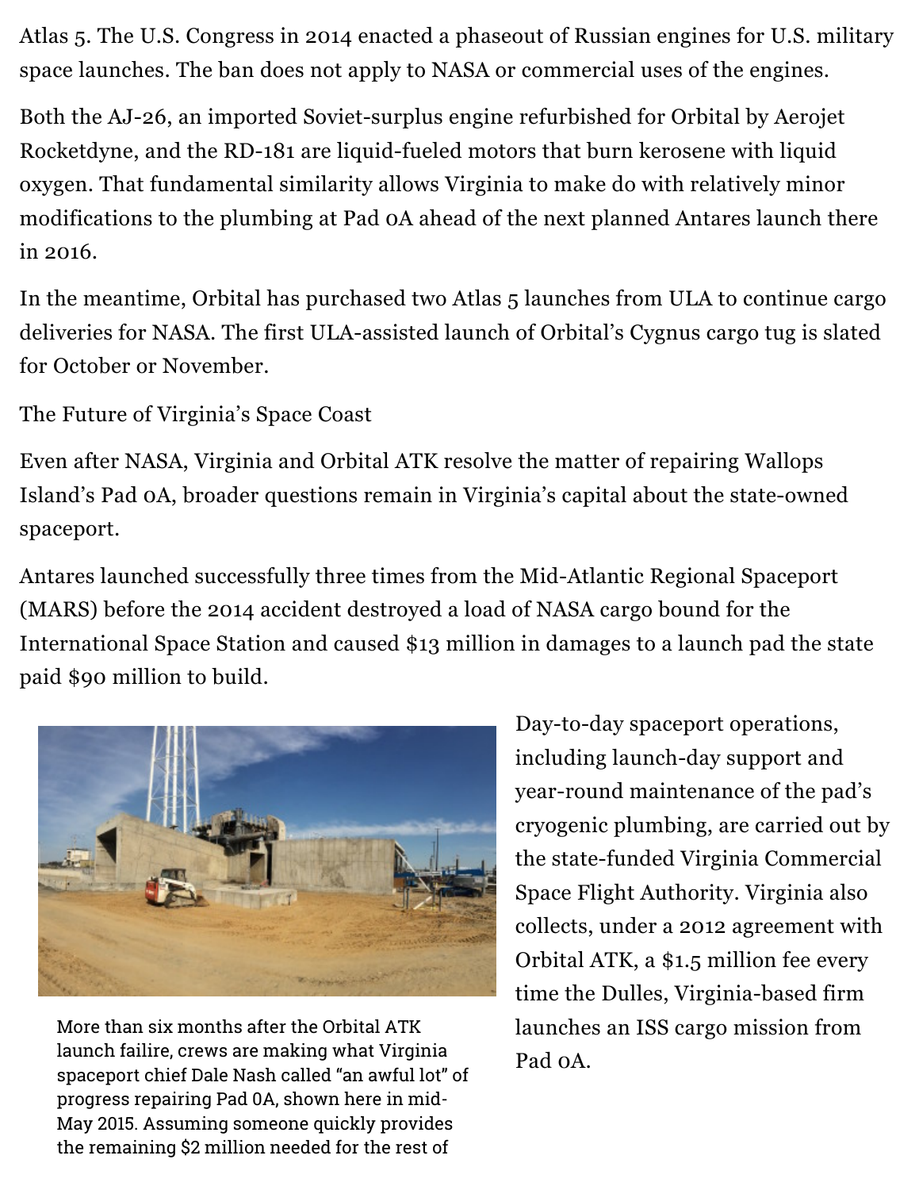Atlas 5. The U.S. Congress in 2014 enacted a phaseout of Russian engines for U.S. military space launches. The ban does not apply to NASA or commercial uses of the engines.

Both the AJ-26, an imported Soviet-surplus engine refurbished for Orbital by Aerojet Rocketdyne, and the RD-181 are liquid-fueled motors that burn kerosene with liquid oxygen. That fundamental similarity allows Virginia to make do with relatively minor modifications to the plumbing at Pad 0A ahead of the next planned Antares launch there in 2016.

In the meantime, Orbital has purchased two Atlas 5 launches from ULA to continue cargo deliveries for NASA. The first ULA-assisted launch of Orbital's Cygnus cargo tug is slated for October or November.

## The Future of Virginia's Space Coast

Even after NASA, Virginia and Orbital ATK resolve the matter of repairing Wallops Island's Pad 0A, broader questions remain in Virginia's capital about the state-owned spaceport.

Antares launched successfully three times from the Mid-Atlantic Regional Spaceport (MARS) before the 2014 accident destroyed a load of NASA cargo bound for the International Space Station and caused $13 million in damages to a launch pad the state paid $90 million to build.

More than six months after the Orbital ATK launch failire, crews are making what Virginia spaceport chief Dale Nash called "an awful lot" of progress repairing Pad 0A, shown here in mid-May 2015. Assuming someone quickly provides the remaining $2 million needed for the rest of

Day-to-day spaceport operations, including launch-day support and year-round maintenance of the pad's cryogenic plumbing, are carried out by the state-funded Virginia Commercial Space Flight Authority. Virginia also collects, under a 2012 agreement with Orbital ATK, a $1.5 million fee every time the Dulles, Virginia-based firm launches an ISS cargo mission from Pad 0A.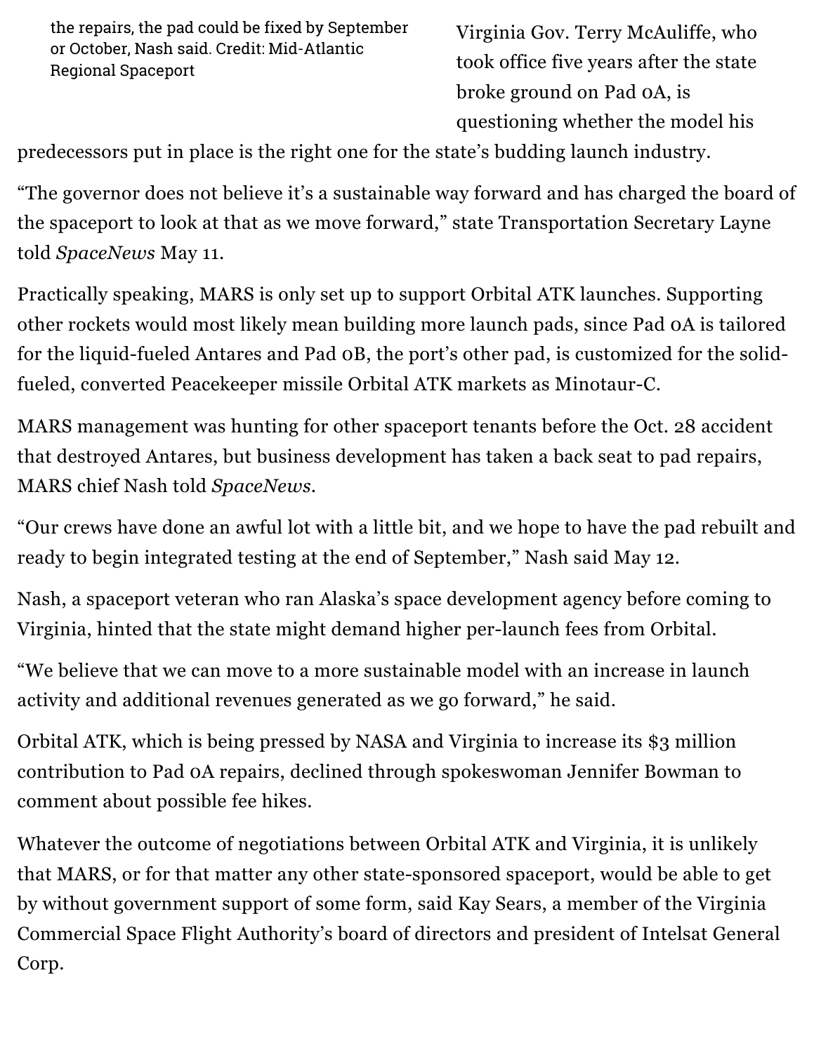the repairs, the pad could be fixed by September or October, Nash said. Credit: Mid-Atlantic Regional Spaceport

Virginia Gov. Terry McAuliffe, who took office five years after the state broke ground on Pad 0A, is questioning whether the model his predecessors put in place is the right one for the state's budding launch industry.

"The governor does not believe it's a sustainable way forward and has charged the board of the spaceport to look at that as we move forward," state Transportation Secretary Layne told *SpaceNews* May 11.

Practically speaking, MARS is only set up to support Orbital ATK launches. Supporting other rockets would most likely mean building more launch pads, since Pad 0A is tailored for the liquid-fueled Antares and Pad 0B, the port's other pad, is customized for the solid-fueled, converted Peacekeeper missile Orbital ATK markets as Minotaur-C.

MARS management was hunting for other spaceport tenants before the Oct. 28 accident that destroyed Antares, but business development has taken a back seat to pad repairs, MARS chief Nash told *SpaceNews*.

"Our crews have done an awful lot with a little bit, and we hope to have the pad rebuilt and ready to begin integrated testing at the end of September," Nash said May 12.

Nash, a spaceport veteran who ran Alaska's space development agency before coming to Virginia, hinted that the state might demand higher per-launch fees from Orbital.

"We believe that we can move to a more sustainable model with an increase in launch activity and additional revenues generated as we go forward," he said.

Orbital ATK, which is being pressed by NASA and Virginia to increase its $3 million contribution to Pad 0A repairs, declined through spokeswoman Jennifer Bowman to comment about possible fee hikes.

Whatever the outcome of negotiations between Orbital ATK and Virginia, it is unlikely that MARS, or for that matter any other state-sponsored spaceport, would be able to get by without government support of some form, said Kay Sears, a member of the Virginia Commercial Space Flight Authority's board of directors and president of Intelsat General Corp.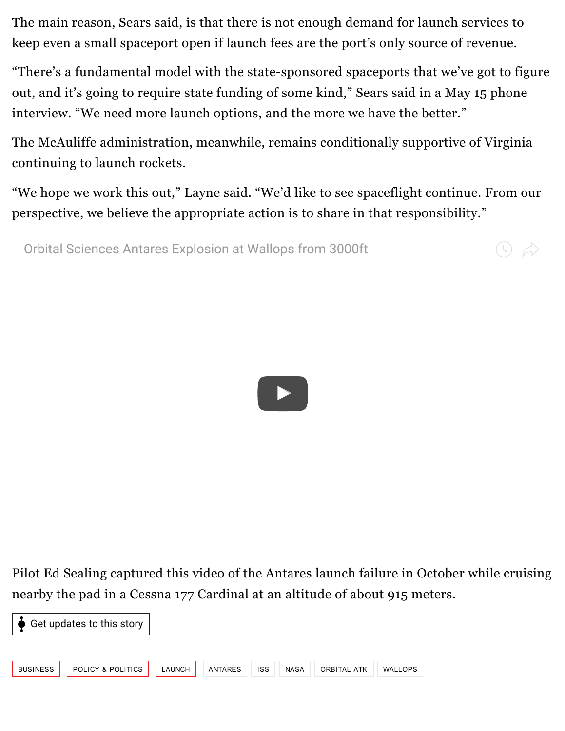The main reason, Sears said, is that there is not enough demand for launch services to keep even a small spaceport open if launch fees are the port's only source of revenue.

"There's a fundamental model with the state-sponsored spaceports that we've got to figure out, and it's going to require state funding of some kind," Sears said in a May 15 phone interview. "We need more launch options, and the more we have the better."

The McAuliffe administration, meanwhile, remains conditionally supportive of Virginia continuing to launch rockets.

"We hope we work this out," Layne said. "We'd like to see spaceflight continue. From our perspective, we believe the appropriate action is to share in that responsibility."

Orbital Sciences Antares Explosion at Wallops from 3000ft

Pilot Ed Sealing captured this video of the Antares launch failure in October while cruising nearby the pad in a Cessna 177 Cardinal at an altitude of about 915 meters.

Get updates to this story

BUSINESS | POLICY & POLITICS | LAUNCH | ANTARES | ISS | NASA | ORBITAL ATK | WALLOPS